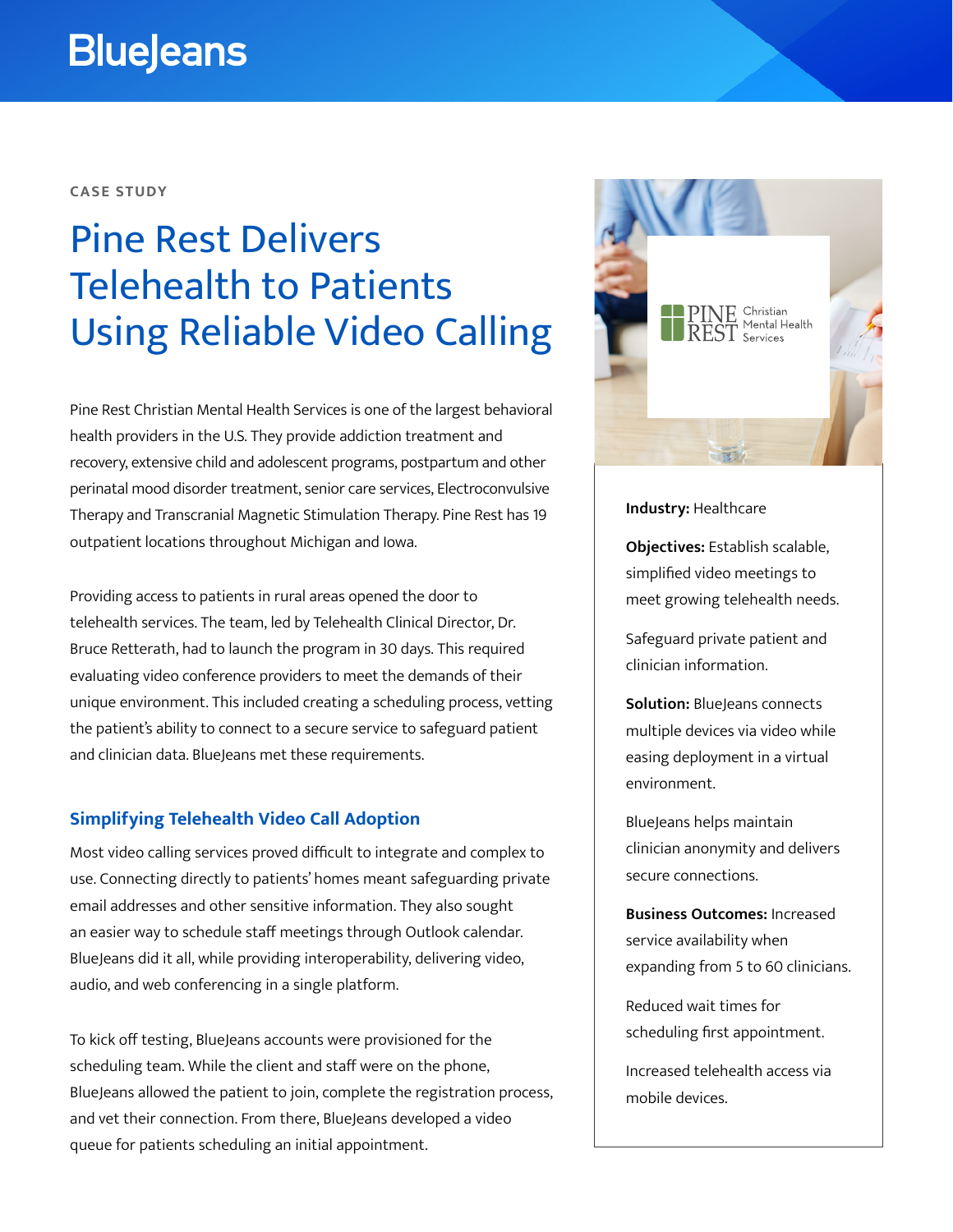BlueJeans

CASE STUDY

# Pine Rest Delivers Telehealth to Patients Using Reliable Video Calling

Pine Rest Christian Mental Health Services is one of the largest behavioral health providers in the U.S. They provide addiction treatment and recovery, extensive child and adolescent programs, postpartum and other perinatal mood disorder treatment, senior care services, Electroconvulsive Therapy and Transcranial Magnetic Stimulation Therapy. Pine Rest has 19 outpatient locations throughout Michigan and Iowa.

Providing access to patients in rural areas opened the door to telehealth services. The team, led by Telehealth Clinical Director, Dr. Bruce Retterath, had to launch the program in 30 days. This required evaluating video conference providers to meet the demands of their unique environment. This included creating a scheduling process, vetting the patient's ability to connect to a secure service to safeguard patient and clinician data. BlueJeans met these requirements.

## Simplifying Telehealth Video Call Adoption

Most video calling services proved difficult to integrate and complex to use. Connecting directly to patients' homes meant safeguarding private email addresses and other sensitive information. They also sought an easier way to schedule staff meetings through Outlook calendar. BlueJeans did it all, while providing interoperability, delivering video, audio, and web conferencing in a single platform.

To kick off testing, BlueJeans accounts were provisioned for the scheduling team. While the client and staff were on the phone, BlueJeans allowed the patient to join, complete the registration process, and vet their connection. From there, BlueJeans developed a video queue for patients scheduling an initial appointment.

PINE REST Christian Mental Health Services

**Industry:** Healthcare

**Objectives:** Establish scalable, simplified video meetings to meet growing telehealth needs.

Safeguard private patient and clinician information.

**Solution:** BlueJeans connects multiple devices via video while easing deployment in a virtual environment.

BlueJeans helps maintain clinician anonymity and delivers secure connections.

**Business Outcomes:** Increased service availability when expanding from 5 to 60 clinicians.

Reduced wait times for scheduling first appointment.

Increased telehealth access via mobile devices.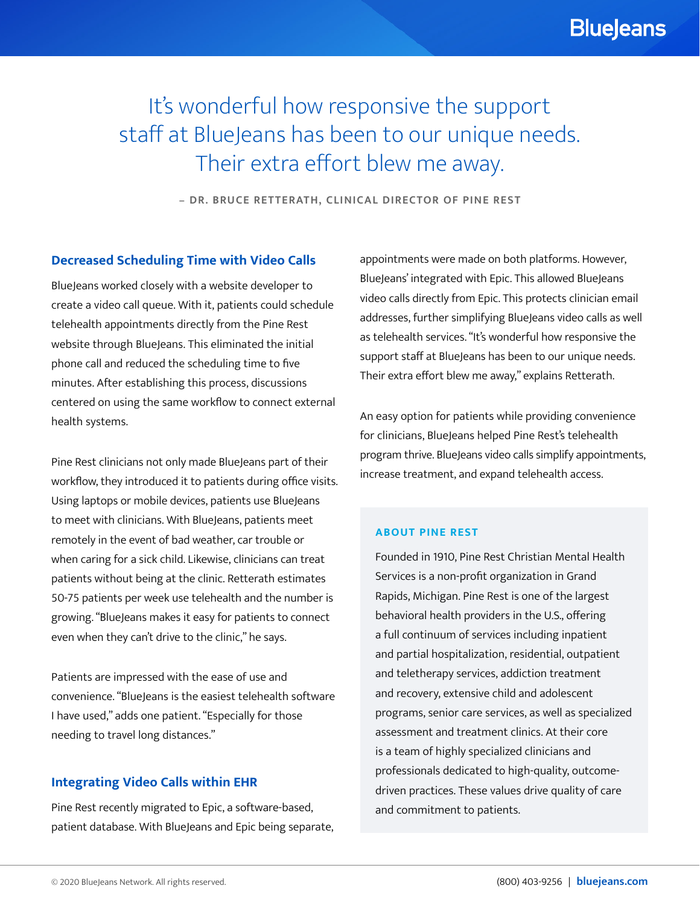> It's wonderful how responsive the support staff at BlueJeans has been to our unique needs. Their extra effort blew me away.
>
> – DR. BRUCE RETTERATH, CLINICAL DIRECTOR OF PINE REST

## Decreased Scheduling Time with Video Calls

BlueJeans worked closely with a website developer to create a video call queue. With it, patients could schedule telehealth appointments directly from the Pine Rest website through BlueJeans. This eliminated the initial phone call and reduced the scheduling time to five minutes. After establishing this process, discussions centered on using the same workflow to connect external health systems.

Pine Rest clinicians not only made BlueJeans part of their workflow, they introduced it to patients during office visits. Using laptops or mobile devices, patients use BlueJeans to meet with clinicians. With BlueJeans, patients meet remotely in the event of bad weather, car trouble or when caring for a sick child. Likewise, clinicians can treat patients without being at the clinic. Retterath estimates 50-75 patients per week use telehealth and the number is growing. "BlueJeans makes it easy for patients to connect even when they can't drive to the clinic," he says.

Patients are impressed with the ease of use and convenience. "BlueJeans is the easiest telehealth software I have used," adds one patient. "Especially for those needing to travel long distances."

## Integrating Video Calls within EHR

Pine Rest recently migrated to Epic, a software-based, patient database. With BlueJeans and Epic being separate, appointments were made on both platforms. However, BlueJeans' integrated with Epic. This allowed BlueJeans video calls directly from Epic. This protects clinician email addresses, further simplifying BlueJeans video calls as well as telehealth services. "It's wonderful how responsive the support staff at BlueJeans has been to our unique needs. Their extra effort blew me away," explains Retterath.

An easy option for patients while providing convenience for clinicians, BlueJeans helped Pine Rest's telehealth program thrive. BlueJeans video calls simplify appointments, increase treatment, and expand telehealth access.

### ABOUT PINE REST

Founded in 1910, Pine Rest Christian Mental Health Services is a non-profit organization in Grand Rapids, Michigan. Pine Rest is one of the largest behavioral health providers in the U.S., offering a full continuum of services including inpatient and partial hospitalization, residential, outpatient and teletherapy services, addiction treatment and recovery, extensive child and adolescent programs, senior care services, as well as specialized assessment and treatment clinics. At their core is a team of highly specialized clinicians and professionals dedicated to high-quality, outcome-driven practices. These values drive quality of care and commitment to patients.

© 2020 BlueJeans Network. All rights reserved.

(800) 403-9256 | **bluejeans.com**